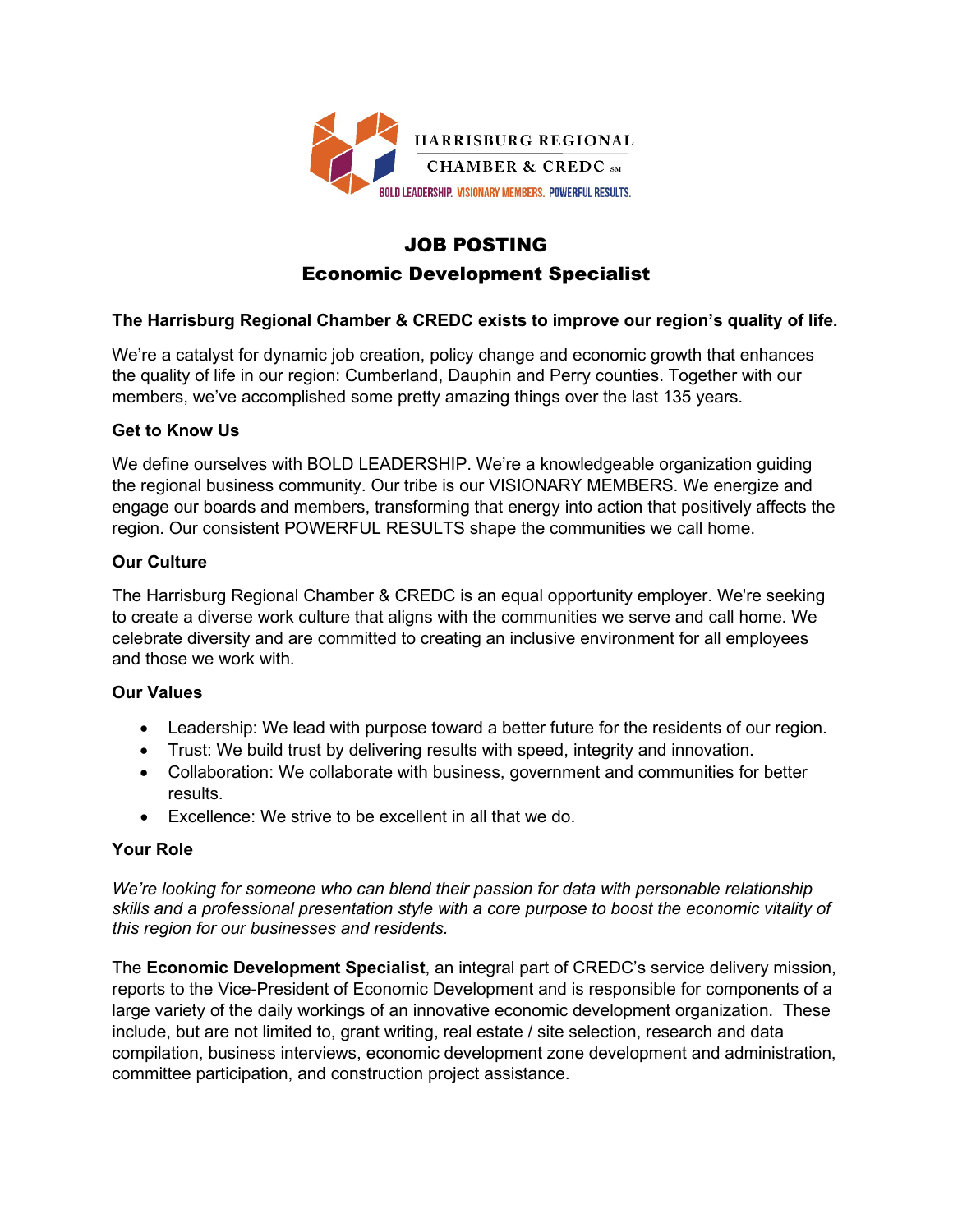HARRISBURG REGIONAL CHAMBER & CREDC

BOLD LEADERSHIP. VISIONARY MEMBERS. POWERFUL RESULTS.

# JOB POSTING

## Economic Development Specialist

**The Harrisburg Regional Chamber & CREDC exists to improve our region's quality of life.**

We're a catalyst for dynamic job creation, policy change and economic growth that enhances the quality of life in our region: Cumberland, Dauphin and Perry counties. Together with our members, we've accomplished some pretty amazing things over the last 135 years.

### Get to Know Us

We define ourselves with BOLD LEADERSHIP. We're a knowledgeable organization guiding the regional business community. Our tribe is our VISIONARY MEMBERS. We energize and engage our boards and members, transforming that energy into action that positively affects the region. Our consistent POWERFUL RESULTS shape the communities we call home.

### Our Culture

The Harrisburg Regional Chamber & CREDC is an equal opportunity employer. We're seeking to create a diverse work culture that aligns with the communities we serve and call home. We celebrate diversity and are committed to creating an inclusive environment for all employees and those we work with.

### Our Values

- Leadership: We lead with purpose toward a better future for the residents of our region.
- Trust: We build trust by delivering results with speed, integrity and innovation.
- Collaboration: We collaborate with business, government and communities for better results.
- Excellence: We strive to be excellent in all that we do.

### Your Role

*We're looking for someone who can blend their passion for data with personable relationship skills and a professional presentation style with a core purpose to boost the economic vitality of this region for our businesses and residents.*

The **Economic Development Specialist**, an integral part of CREDC's service delivery mission, reports to the Vice-President of Economic Development and is responsible for components of a large variety of the daily workings of an innovative economic development organization. These include, but are not limited to, grant writing, real estate / site selection, research and data compilation, business interviews, economic development zone development and administration, committee participation, and construction project assistance.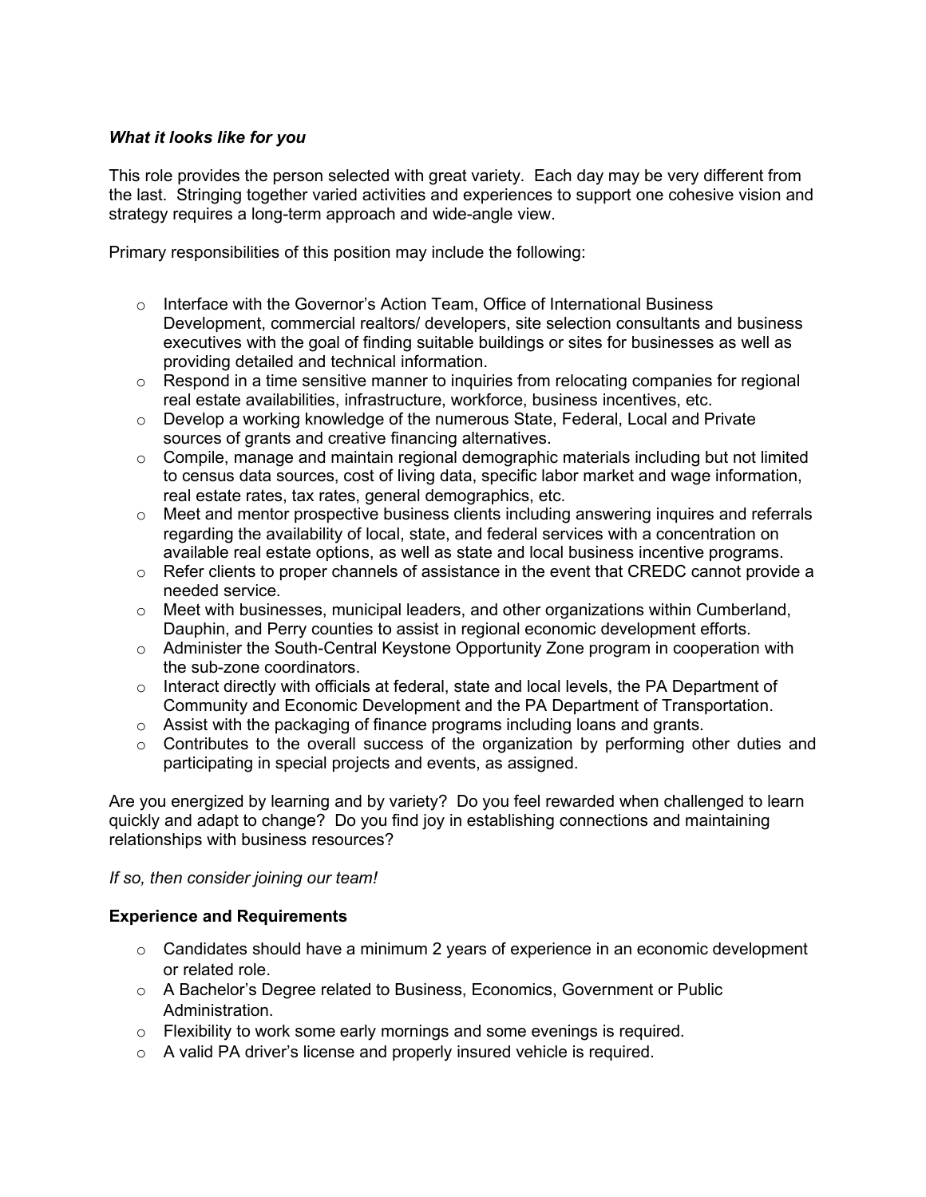*What it looks like for you*

This role provides the person selected with great variety. Each day may be very different from the last. Stringing together varied activities and experiences to support one cohesive vision and strategy requires a long-term approach and wide-angle view.

Primary responsibilities of this position may include the following:

- Interface with the Governor's Action Team, Office of International Business Development, commercial realtors/ developers, site selection consultants and business executives with the goal of finding suitable buildings or sites for businesses as well as providing detailed and technical information.
- Respond in a time sensitive manner to inquiries from relocating companies for regional real estate availabilities, infrastructure, workforce, business incentives, etc.
- Develop a working knowledge of the numerous State, Federal, Local and Private sources of grants and creative financing alternatives.
- Compile, manage and maintain regional demographic materials including but not limited to census data sources, cost of living data, specific labor market and wage information, real estate rates, tax rates, general demographics, etc.
- Meet and mentor prospective business clients including answering inquires and referrals regarding the availability of local, state, and federal services with a concentration on available real estate options, as well as state and local business incentive programs.
- Refer clients to proper channels of assistance in the event that CREDC cannot provide a needed service.
- Meet with businesses, municipal leaders, and other organizations within Cumberland, Dauphin, and Perry counties to assist in regional economic development efforts.
- Administer the South-Central Keystone Opportunity Zone program in cooperation with the sub-zone coordinators.
- Interact directly with officials at federal, state and local levels, the PA Department of Community and Economic Development and the PA Department of Transportation.
- Assist with the packaging of finance programs including loans and grants.
- Contributes to the overall success of the organization by performing other duties and participating in special projects and events, as assigned.

Are you energized by learning and by variety? Do you feel rewarded when challenged to learn quickly and adapt to change? Do you find joy in establishing connections and maintaining relationships with business resources?

*If so, then consider joining our team!*

**Experience and Requirements**

- Candidates should have a minimum 2 years of experience in an economic development or related role.
- A Bachelor's Degree related to Business, Economics, Government or Public Administration.
- Flexibility to work some early mornings and some evenings is required.
- A valid PA driver's license and properly insured vehicle is required.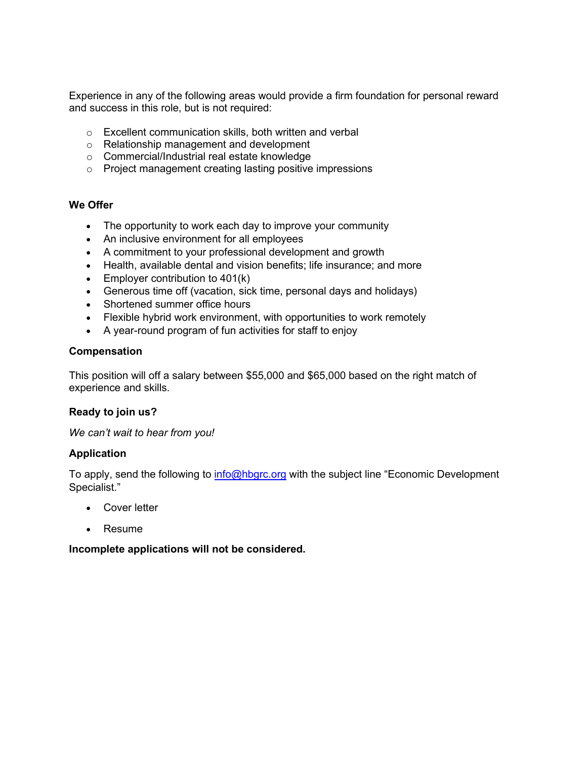Experience in any of the following areas would provide a firm foundation for personal reward and success in this role, but is not required:

- Excellent communication skills, both written and verbal
- Relationship management and development
- Commercial/Industrial real estate knowledge
- Project management creating lasting positive impressions

**We Offer**

- The opportunity to work each day to improve your community
- An inclusive environment for all employees
- A commitment to your professional development and growth
- Health, available dental and vision benefits; life insurance; and more
- Employer contribution to 401(k)
- Generous time off (vacation, sick time, personal days and holidays)
- Shortened summer office hours
- Flexible hybrid work environment, with opportunities to work remotely
- A year-round program of fun activities for staff to enjoy

**Compensation**

This position will off a salary between $55,000 and $65,000 based on the right match of experience and skills.

**Ready to join us?**

*We can't wait to hear from you!*

**Application**

To apply, send the following to info@hbgrc.org with the subject line "Economic Development Specialist."

- Cover letter
- Resume

**Incomplete applications will not be considered.**